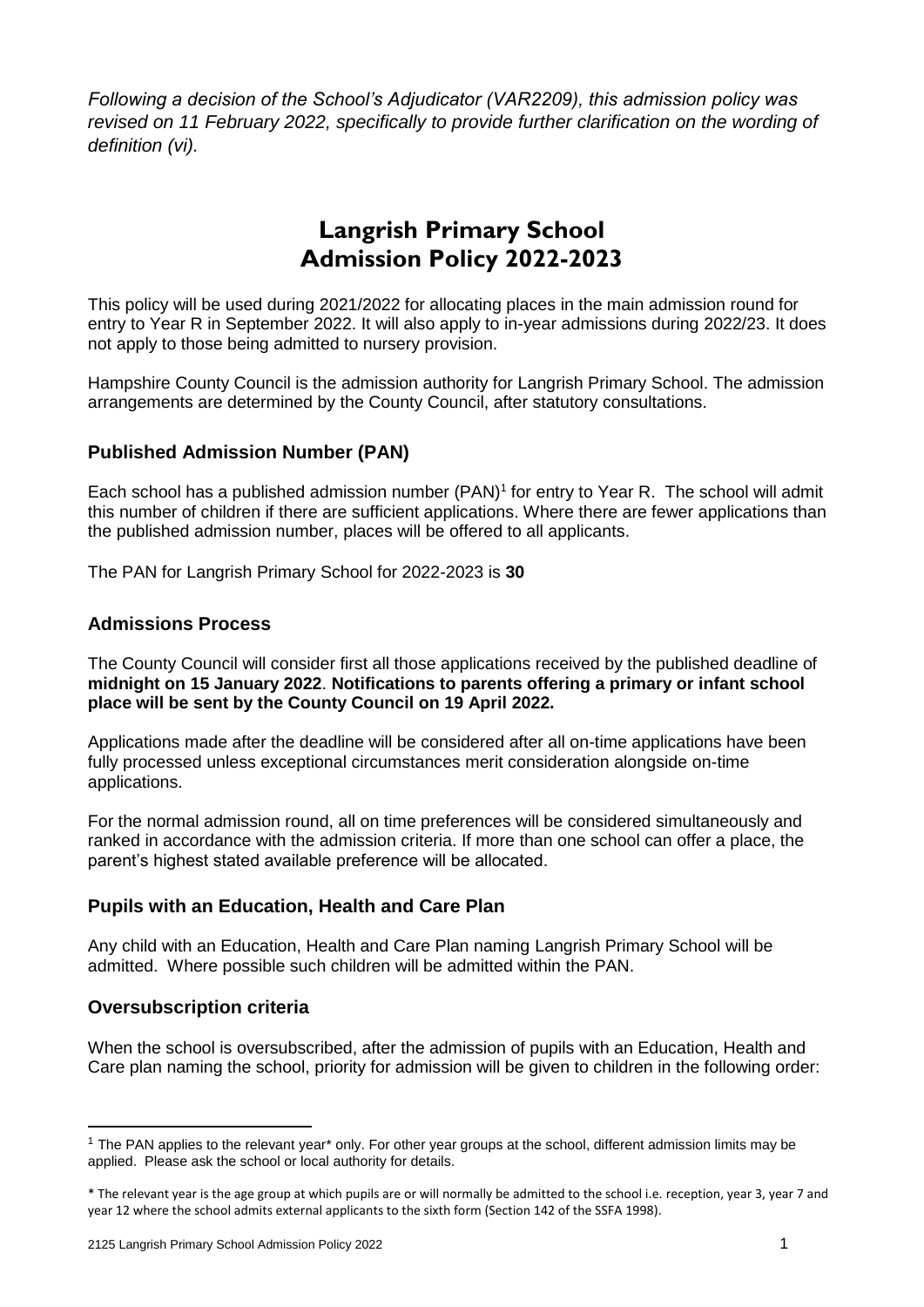*Following a decision of the School's Adjudicator (VAR2209), this admission policy was revised on 11 February 2022, specifically to provide further clarification on the wording of definition (vi).*

# Langrish Primary School Admission Policy 2022-2023

This policy will be used during 2021/2022 for allocating places in the main admission round for entry to Year R in September 2022. It will also apply to in-year admissions during 2022/23. It does not apply to those being admitted to nursery provision.

Hampshire County Council is the admission authority for Langrish Primary School. The admission arrangements are determined by the County Council, after statutory consultations.

## Published Admission Number (PAN)

Each school has a published admission number (PAN)[1] for entry to Year R. The school will admit this number of children if there are sufficient applications. Where there are fewer applications than the published admission number, places will be offered to all applicants.

The PAN for Langrish Primary School for 2022-2023 is **30**

## Admissions Process

The County Council will consider first all those applications received by the published deadline of **midnight on 15 January 2022**. **Notifications to parents offering a primary or infant school place will be sent by the County Council on 19 April 2022.**

Applications made after the deadline will be considered after all on-time applications have been fully processed unless exceptional circumstances merit consideration alongside on-time applications.

For the normal admission round, all on time preferences will be considered simultaneously and ranked in accordance with the admission criteria. If more than one school can offer a place, the parent's highest stated available preference will be allocated.

## Pupils with an Education, Health and Care Plan

Any child with an Education, Health and Care Plan naming Langrish Primary School will be admitted. Where possible such children will be admitted within the PAN.

## Oversubscription criteria

When the school is oversubscribed, after the admission of pupils with an Education, Health and Care plan naming the school, priority for admission will be given to children in the following order:

---

[1] The PAN applies to the relevant year* only. For other year groups at the school, different admission limits may be applied. Please ask the school or local authority for details.

* The relevant year is the age group at which pupils are or will normally be admitted to the school i.e. reception, year 3, year 7 and year 12 where the school admits external applicants to the sixth form (Section 142 of the SSFA 1998).

2125 Langrish Primary School Admission Policy 2022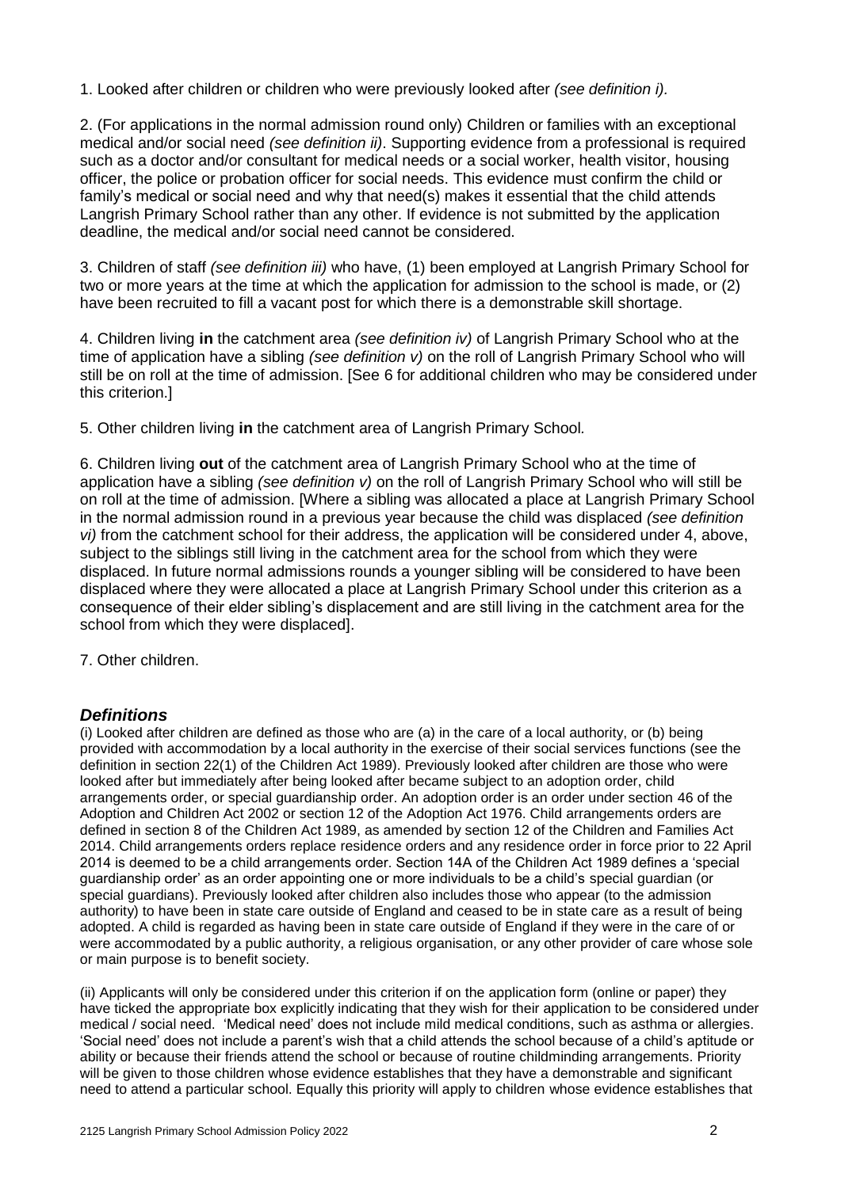1. Looked after children or children who were previously looked after *(see definition i).*

2. (For applications in the normal admission round only) Children or families with an exceptional medical and/or social need *(see definition ii)*. Supporting evidence from a professional is required such as a doctor and/or consultant for medical needs or a social worker, health visitor, housing officer, the police or probation officer for social needs. This evidence must confirm the child or family's medical or social need and why that need(s) makes it essential that the child attends Langrish Primary School rather than any other. If evidence is not submitted by the application deadline, the medical and/or social need cannot be considered.

3. Children of staff *(see definition iii)* who have, (1) been employed at Langrish Primary School for two or more years at the time at which the application for admission to the school is made, or (2) have been recruited to fill a vacant post for which there is a demonstrable skill shortage.

4. Children living **in** the catchment area *(see definition iv)* of Langrish Primary School who at the time of application have a sibling *(see definition v)* on the roll of Langrish Primary School who will still be on roll at the time of admission. [See 6 for additional children who may be considered under this criterion.]

5. Other children living **in** the catchment area of Langrish Primary School.

6. Children living **out** of the catchment area of Langrish Primary School who at the time of application have a sibling *(see definition v)* on the roll of Langrish Primary School who will still be on roll at the time of admission. [Where a sibling was allocated a place at Langrish Primary School in the normal admission round in a previous year because the child was displaced *(see definition vi)* from the catchment school for their address, the application will be considered under 4, above, subject to the siblings still living in the catchment area for the school from which they were displaced. In future normal admissions rounds a younger sibling will be considered to have been displaced where they were allocated a place at Langrish Primary School under this criterion as a consequence of their elder sibling's displacement and are still living in the catchment area for the school from which they were displaced].

7. Other children.

## *Definitions*

(i) Looked after children are defined as those who are (a) in the care of a local authority, or (b) being provided with accommodation by a local authority in the exercise of their social services functions (see the definition in section 22(1) of the Children Act 1989). Previously looked after children are those who were looked after but immediately after being looked after became subject to an adoption order, child arrangements order, or special guardianship order. An adoption order is an order under section 46 of the Adoption and Children Act 2002 or section 12 of the Adoption Act 1976. Child arrangements orders are defined in section 8 of the Children Act 1989, as amended by section 12 of the Children and Families Act 2014. Child arrangements orders replace residence orders and any residence order in force prior to 22 April 2014 is deemed to be a child arrangements order. Section 14A of the Children Act 1989 defines a 'special guardianship order' as an order appointing one or more individuals to be a child's special guardian (or special guardians). Previously looked after children also includes those who appear (to the admission authority) to have been in state care outside of England and ceased to be in state care as a result of being adopted. A child is regarded as having been in state care outside of England if they were in the care of or were accommodated by a public authority, a religious organisation, or any other provider of care whose sole or main purpose is to benefit society.

(ii) Applicants will only be considered under this criterion if on the application form (online or paper) they have ticked the appropriate box explicitly indicating that they wish for their application to be considered under medical / social need. 'Medical need' does not include mild medical conditions, such as asthma or allergies. 'Social need' does not include a parent's wish that a child attends the school because of a child's aptitude or ability or because their friends attend the school or because of routine childminding arrangements. Priority will be given to those children whose evidence establishes that they have a demonstrable and significant need to attend a particular school. Equally this priority will apply to children whose evidence establishes that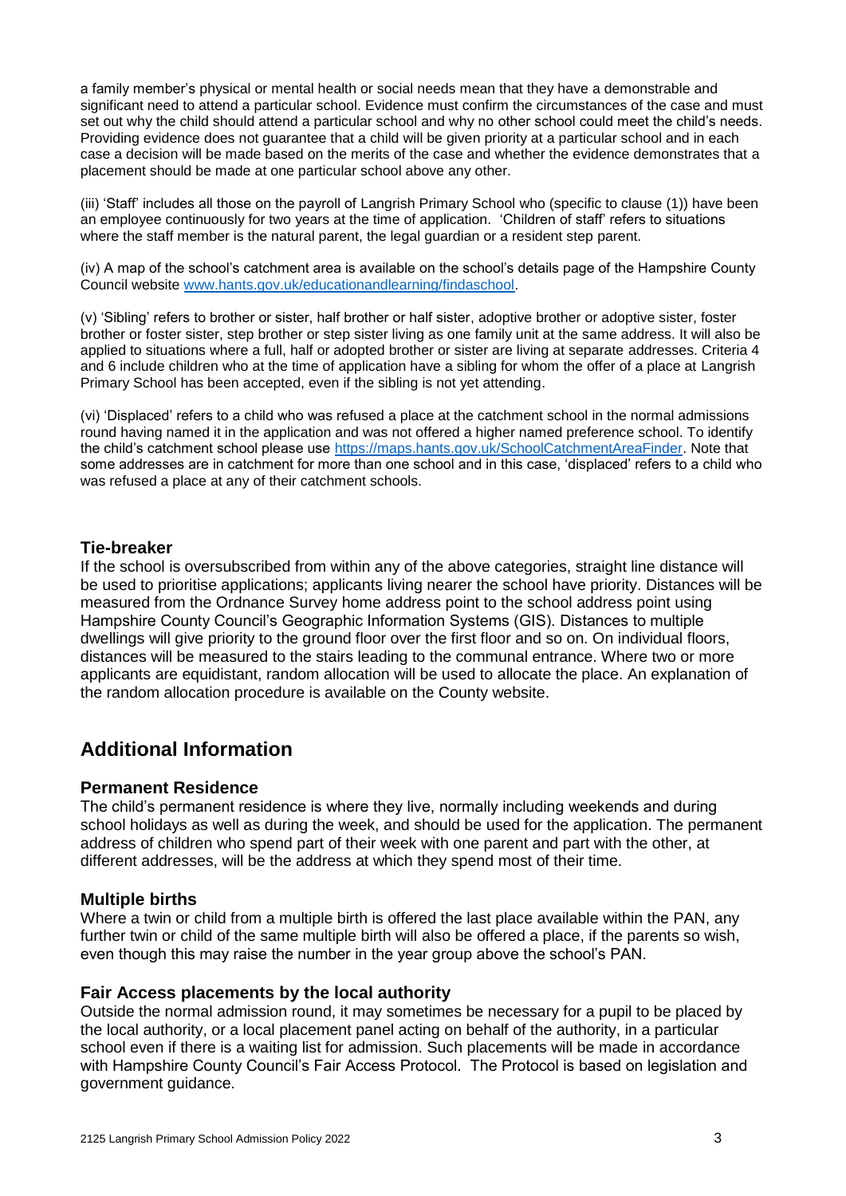a family member's physical or mental health or social needs mean that they have a demonstrable and significant need to attend a particular school. Evidence must confirm the circumstances of the case and must set out why the child should attend a particular school and why no other school could meet the child's needs. Providing evidence does not guarantee that a child will be given priority at a particular school and in each case a decision will be made based on the merits of the case and whether the evidence demonstrates that a placement should be made at one particular school above any other.

(iii) 'Staff' includes all those on the payroll of Langrish Primary School who (specific to clause (1)) have been an employee continuously for two years at the time of application. 'Children of staff' refers to situations where the staff member is the natural parent, the legal guardian or a resident step parent.

(iv) A map of the school's catchment area is available on the school's details page of the Hampshire County Council website [www.hants.gov.uk/educationandlearning/findaschool](www.hants.gov.uk/educationandlearning/findaschool).

(v) 'Sibling' refers to brother or sister, half brother or half sister, adoptive brother or adoptive sister, foster brother or foster sister, step brother or step sister living as one family unit at the same address. It will also be applied to situations where a full, half or adopted brother or sister are living at separate addresses. Criteria 4 and 6 include children who at the time of application have a sibling for whom the offer of a place at Langrish Primary School has been accepted, even if the sibling is not yet attending.

(vi) 'Displaced' refers to a child who was refused a place at the catchment school in the normal admissions round having named it in the application and was not offered a higher named preference school. To identify the child's catchment school please use [https://maps.hants.gov.uk/SchoolCatchmentAreaFinder](https://maps.hants.gov.uk/SchoolCatchmentAreaFinder). Note that some addresses are in catchment for more than one school and in this case, 'displaced' refers to a child who was refused a place at any of their catchment schools.

### Tie-breaker

If the school is oversubscribed from within any of the above categories, straight line distance will be used to prioritise applications; applicants living nearer the school have priority. Distances will be measured from the Ordnance Survey home address point to the school address point using Hampshire County Council's Geographic Information Systems (GIS). Distances to multiple dwellings will give priority to the ground floor over the first floor and so on. On individual floors, distances will be measured to the stairs leading to the communal entrance. Where two or more applicants are equidistant, random allocation will be used to allocate the place. An explanation of the random allocation procedure is available on the County website.

## Additional Information

### Permanent Residence

The child's permanent residence is where they live, normally including weekends and during school holidays as well as during the week, and should be used for the application. The permanent address of children who spend part of their week with one parent and part with the other, at different addresses, will be the address at which they spend most of their time.

### Multiple births

Where a twin or child from a multiple birth is offered the last place available within the PAN, any further twin or child of the same multiple birth will also be offered a place, if the parents so wish, even though this may raise the number in the year group above the school's PAN.

### Fair Access placements by the local authority

Outside the normal admission round, it may sometimes be necessary for a pupil to be placed by the local authority, or a local placement panel acting on behalf of the authority, in a particular school even if there is a waiting list for admission. Such placements will be made in accordance with Hampshire County Council's Fair Access Protocol. The Protocol is based on legislation and government guidance.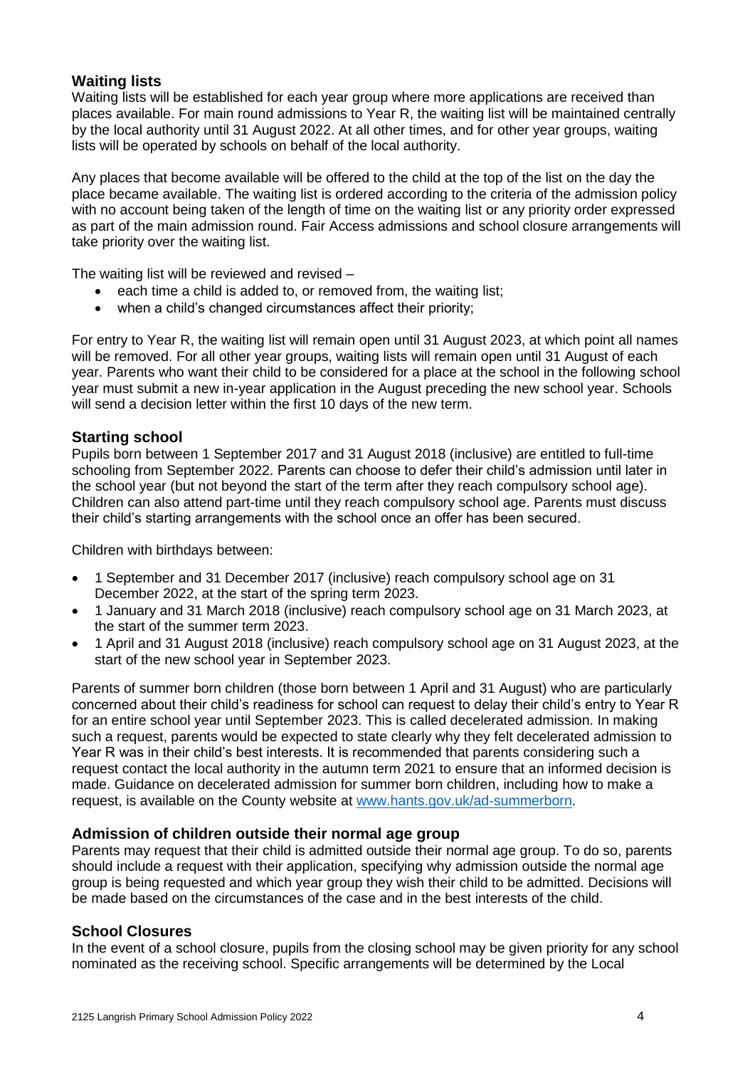## Waiting lists

Waiting lists will be established for each year group where more applications are received than places available. For main round admissions to Year R, the waiting list will be maintained centrally by the local authority until 31 August 2022. At all other times, and for other year groups, waiting lists will be operated by schools on behalf of the local authority.

Any places that become available will be offered to the child at the top of the list on the day the place became available. The waiting list is ordered according to the criteria of the admission policy with no account being taken of the length of time on the waiting list or any priority order expressed as part of the main admission round. Fair Access admissions and school closure arrangements will take priority over the waiting list.

The waiting list will be reviewed and revised –

- each time a child is added to, or removed from, the waiting list;
- when a child's changed circumstances affect their priority;

For entry to Year R, the waiting list will remain open until 31 August 2023, at which point all names will be removed. For all other year groups, waiting lists will remain open until 31 August of each year. Parents who want their child to be considered for a place at the school in the following school year must submit a new in-year application in the August preceding the new school year. Schools will send a decision letter within the first 10 days of the new term.

## Starting school

Pupils born between 1 September 2017 and 31 August 2018 (inclusive) are entitled to full-time schooling from September 2022. Parents can choose to defer their child's admission until later in the school year (but not beyond the start of the term after they reach compulsory school age). Children can also attend part-time until they reach compulsory school age. Parents must discuss their child's starting arrangements with the school once an offer has been secured.

Children with birthdays between:

- 1 September and 31 December 2017 (inclusive) reach compulsory school age on 31 December 2022, at the start of the spring term 2023.
- 1 January and 31 March 2018 (inclusive) reach compulsory school age on 31 March 2023, at the start of the summer term 2023.
- 1 April and 31 August 2018 (inclusive) reach compulsory school age on 31 August 2023, at the start of the new school year in September 2023.

Parents of summer born children (those born between 1 April and 31 August) who are particularly concerned about their child's readiness for school can request to delay their child's entry to Year R for an entire school year until September 2023. This is called decelerated admission. In making such a request, parents would be expected to state clearly why they felt decelerated admission to Year R was in their child's best interests. It is recommended that parents considering such a request contact the local authority in the autumn term 2021 to ensure that an informed decision is made. Guidance on decelerated admission for summer born children, including how to make a request, is available on the County website at [www.hants.gov.uk/ad-summerborn](http://www.hants.gov.uk/ad-summerborn).

## Admission of children outside their normal age group

Parents may request that their child is admitted outside their normal age group. To do so, parents should include a request with their application, specifying why admission outside the normal age group is being requested and which year group they wish their child to be admitted. Decisions will be made based on the circumstances of the case and in the best interests of the child.

## School Closures

In the event of a school closure, pupils from the closing school may be given priority for any school nominated as the receiving school. Specific arrangements will be determined by the Local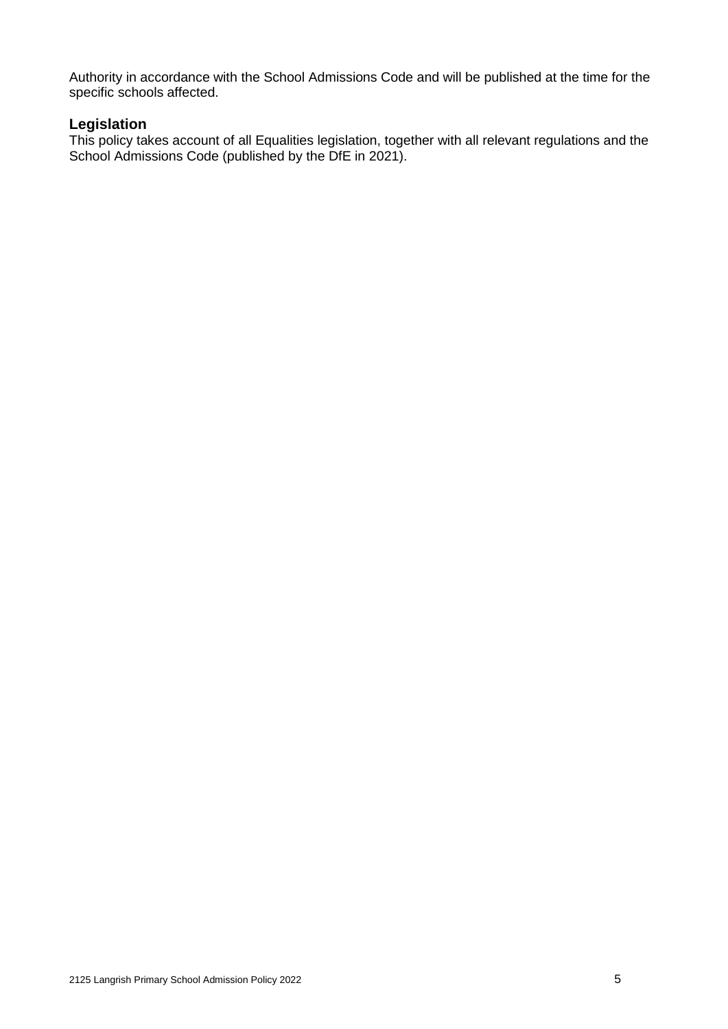Authority in accordance with the School Admissions Code and will be published at the time for the specific schools affected.

### Legislation

This policy takes account of all Equalities legislation, together with all relevant regulations and the School Admissions Code (published by the DfE in 2021).